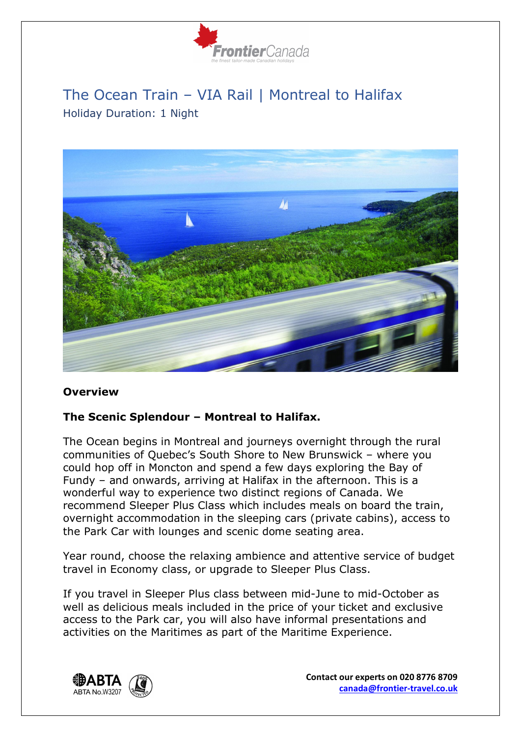# The Ocean Train – VIA Rail | Montreal to Halifax

Holiday Duration: 1 Night

## Overview

**The Scenic Splendour – Montreal to Halifax.**

The Ocean begins in Montreal and journeys overnight through the rural communities of Quebec's South Shore to New Brunswick – where you could hop off in Moncton and spend a few days exploring the Bay of Fundy – and onwards, arriving at Halifax in the afternoon. This is a wonderful way to experience two distinct regions of Canada. We recommend Sleeper Plus Class which includes meals on board the train, overnight accommodation in the sleeping cars (private cabins), access to the Park Car with lounges and scenic dome seating area.

Year round, choose the relaxing ambience and attentive service of budget travel in Economy class, or upgrade to Sleeper Plus Class.

If you travel in Sleeper Plus class between mid-June to mid-October as well as delicious meals included in the price of your ticket and exclusive access to the Park car, you will also have informal presentations and activities on the Maritimes as part of the Maritime Experience.

**Contact our experts on 020 8776 8709**
canada@frontier-travel.co.uk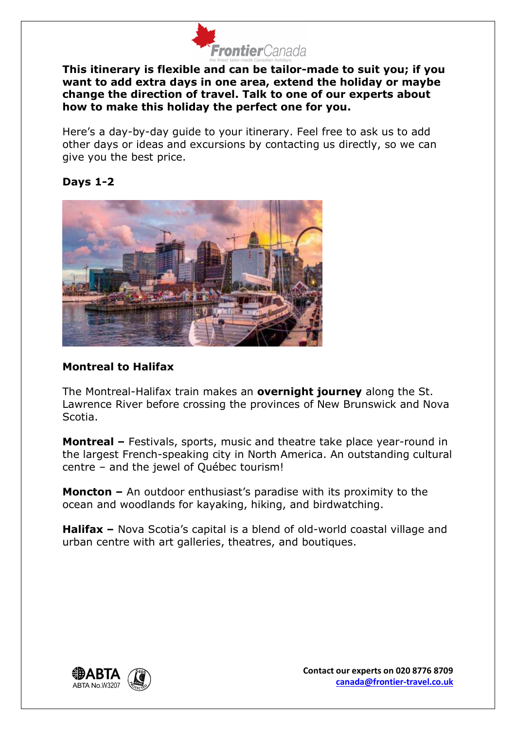**This itinerary is flexible and can be tailor-made to suit you; if you want to add extra days in one area, extend the holiday or maybe change the direction of travel. Talk to one of our experts about how to make this holiday the perfect one for you.**

Here's a day-by-day guide to your itinerary. Feel free to ask us to add other days or ideas and excursions by contacting us directly, so we can give you the best price.

### Days 1-2

### Montreal to Halifax

The Montreal-Halifax train makes an **overnight journey** along the St. Lawrence River before crossing the provinces of New Brunswick and Nova Scotia.

**Montreal –** Festivals, sports, music and theatre take place year-round in the largest French-speaking city in North America. An outstanding cultural centre – and the jewel of Québec tourism!

**Moncton –** An outdoor enthusiast's paradise with its proximity to the ocean and woodlands for kayaking, hiking, and birdwatching.

**Halifax –** Nova Scotia's capital is a blend of old-world coastal village and urban centre with art galleries, theatres, and boutiques.

ABTA No.W3207

**Contact our experts on 020 8776 8709**
**canada@frontier-travel.co.uk**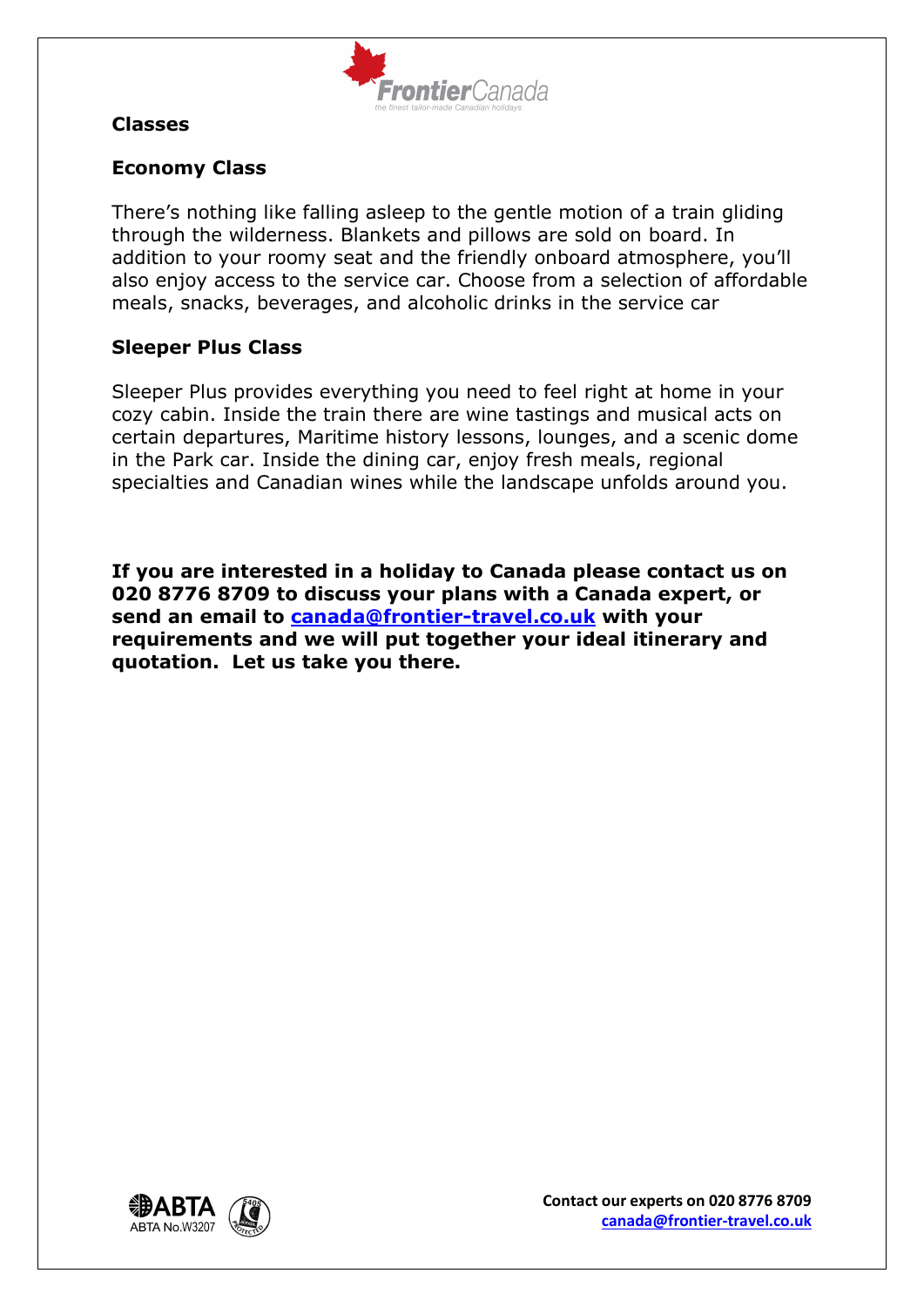## Classes

### Economy Class

There's nothing like falling asleep to the gentle motion of a train gliding through the wilderness. Blankets and pillows are sold on board. In addition to your roomy seat and the friendly onboard atmosphere, you'll also enjoy access to the service car. Choose from a selection of affordable meals, snacks, beverages, and alcoholic drinks in the service car

### Sleeper Plus Class

Sleeper Plus provides everything you need to feel right at home in your cozy cabin. Inside the train there are wine tastings and musical acts on certain departures, Maritime history lessons, lounges, and a scenic dome in the Park car. Inside the dining car, enjoy fresh meals, regional specialties and Canadian wines while the landscape unfolds around you.

**If you are interested in a holiday to Canada please contact us on 020 8776 8709 to discuss your plans with a Canada expert, or send an email to canada@frontier-travel.co.uk with your requirements and we will put together your ideal itinerary and quotation. Let us take you there.**